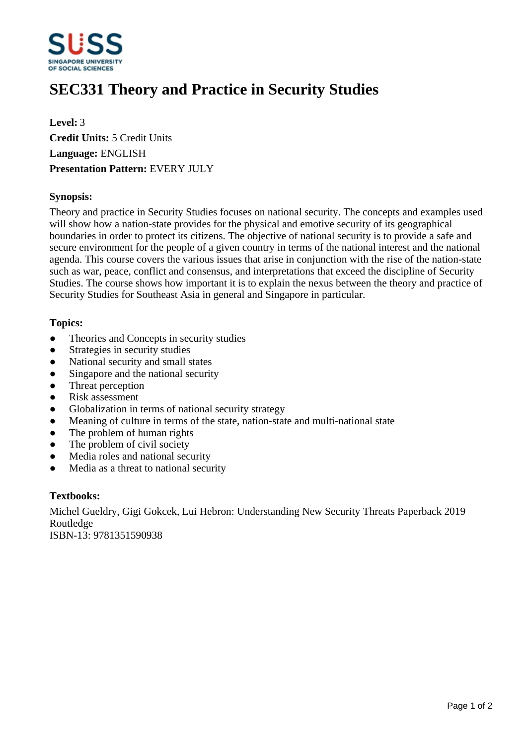# SEC331 Theory and Practice in Security Studies

**Level:** 3
**Credit Units:** 5 Credit Units
**Language:** ENGLISH
**Presentation Pattern:** EVERY JULY

**Synopsis:**

Theory and practice in Security Studies focuses on national security. The concepts and examples used will show how a nation-state provides for the physical and emotive security of its geographical boundaries in order to protect its citizens. The objective of national security is to provide a safe and secure environment for the people of a given country in terms of the national interest and the national agenda. This course covers the various issues that arise in conjunction with the rise of the nation-state such as war, peace, conflict and consensus, and interpretations that exceed the discipline of Security Studies. The course shows how important it is to explain the nexus between the theory and practice of Security Studies for Southeast Asia in general and Singapore in particular.

**Topics:**

- Theories and Concepts in security studies
- Strategies in security studies
- National security and small states
- Singapore and the national security
- Threat perception
- Risk assessment
- Globalization in terms of national security strategy
- Meaning of culture in terms of the state, nation-state and multi-national state
- The problem of human rights
- The problem of civil society
- Media roles and national security
- Media as a threat to national security

**Textbooks:**

Michel Gueldry, Gigi Gokcek, Lui Hebron: Understanding New Security Threats Paperback 2019 Routledge
ISBN-13: 9781351590938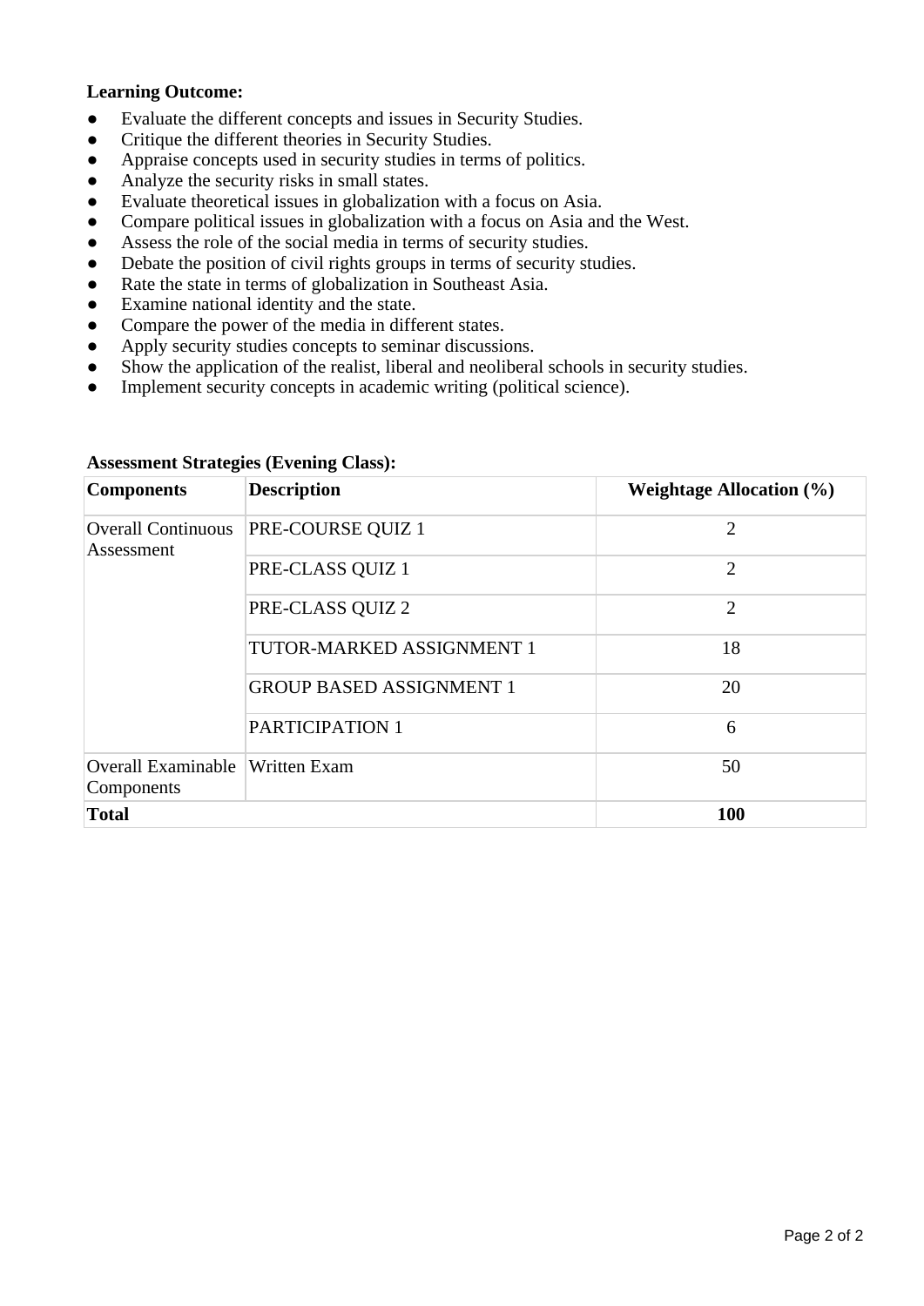**Learning Outcome:**

- Evaluate the different concepts and issues in Security Studies.
- Critique the different theories in Security Studies.
- Appraise concepts used in security studies in terms of politics.
- Analyze the security risks in small states.
- Evaluate theoretical issues in globalization with a focus on Asia.
- Compare political issues in globalization with a focus on Asia and the West.
- Assess the role of the social media in terms of security studies.
- Debate the position of civil rights groups in terms of security studies.
- Rate the state in terms of globalization in Southeast Asia.
- Examine national identity and the state.
- Compare the power of the media in different states.
- Apply security studies concepts to seminar discussions.
- Show the application of the realist, liberal and neoliberal schools in security studies.
- Implement security concepts in academic writing (political science).

**Assessment Strategies (Evening Class):**

| Components | Description | Weightage Allocation (%) |
|---|---|---|
| Overall Continuous Assessment | PRE-COURSE QUIZ 1 | 2 |
| | PRE-CLASS QUIZ 1 | 2 |
| | PRE-CLASS QUIZ 2 | 2 |
| | TUTOR-MARKED ASSIGNMENT 1 | 18 |
| | GROUP BASED ASSIGNMENT 1 | 20 |
| | PARTICIPATION 1 | 6 |
| Overall Examinable Components | Written Exam | 50 |
| **Total** | | **100** |